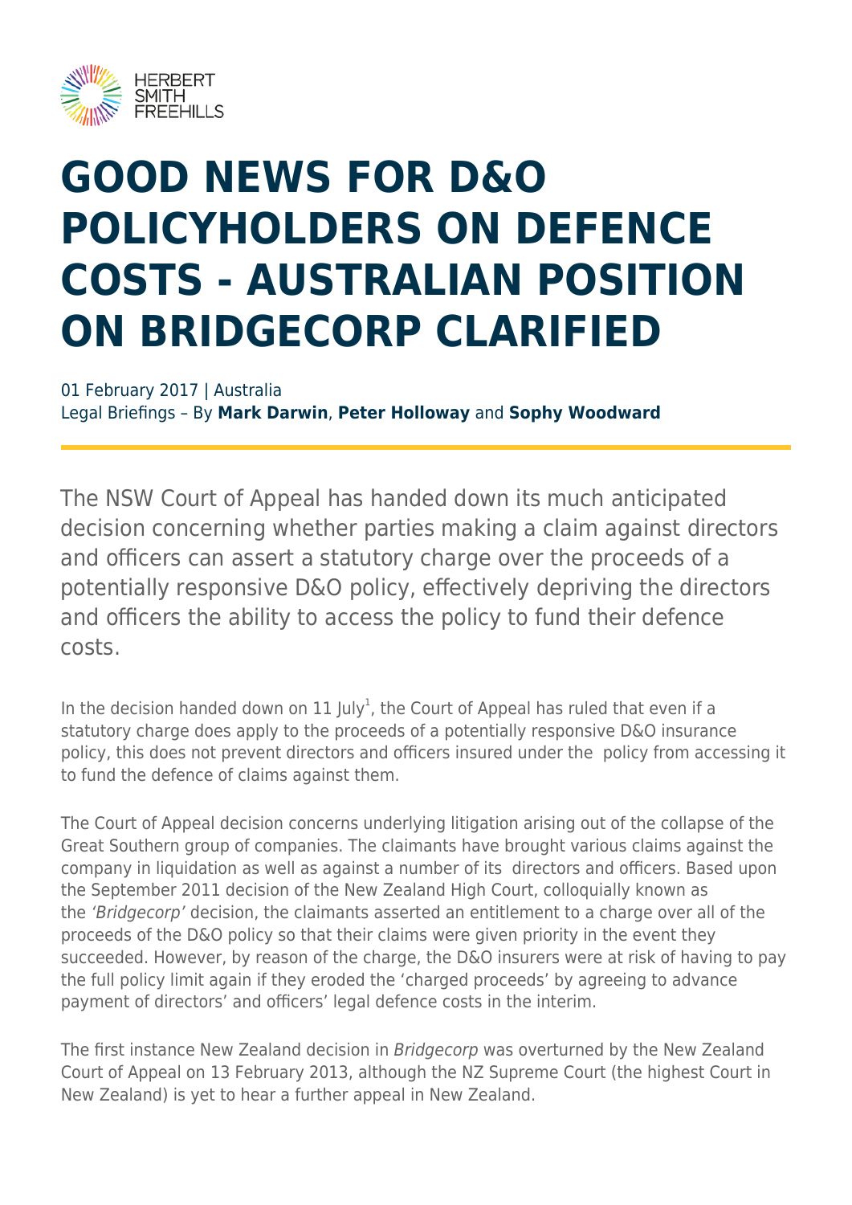# GOOD NEWS FOR D&O POLICYHOLDERS ON DEFENCE COSTS - AUSTRALIAN POSITION ON BRIDGECORP CLARIFIED

01 February 2017 | Australia
Legal Briefings – By **Mark Darwin**, **Peter Holloway** and **Sophy Woodward**

The NSW Court of Appeal has handed down its much anticipated decision concerning whether parties making a claim against directors and officers can assert a statutory charge over the proceeds of a potentially responsive D&O policy, effectively depriving the directors and officers the ability to access the policy to fund their defence costs.

In the decision handed down on 11 July[1], the Court of Appeal has ruled that even if a statutory charge does apply to the proceeds of a potentially responsive D&O insurance policy, this does not prevent directors and officers insured under the policy from accessing it to fund the defence of claims against them.

The Court of Appeal decision concerns underlying litigation arising out of the collapse of the Great Southern group of companies. The claimants have brought various claims against the company in liquidation as well as against a number of its directors and officers. Based upon the September 2011 decision of the New Zealand High Court, colloquially known as the *'Bridgecorp'* decision, the claimants asserted an entitlement to a charge over all of the proceeds of the D&O policy so that their claims were given priority in the event they succeeded. However, by reason of the charge, the D&O insurers were at risk of having to pay the full policy limit again if they eroded the 'charged proceeds' by agreeing to advance payment of directors' and officers' legal defence costs in the interim.

The first instance New Zealand decision in *Bridgecorp* was overturned by the New Zealand Court of Appeal on 13 February 2013, although the NZ Supreme Court (the highest Court in New Zealand) is yet to hear a further appeal in New Zealand.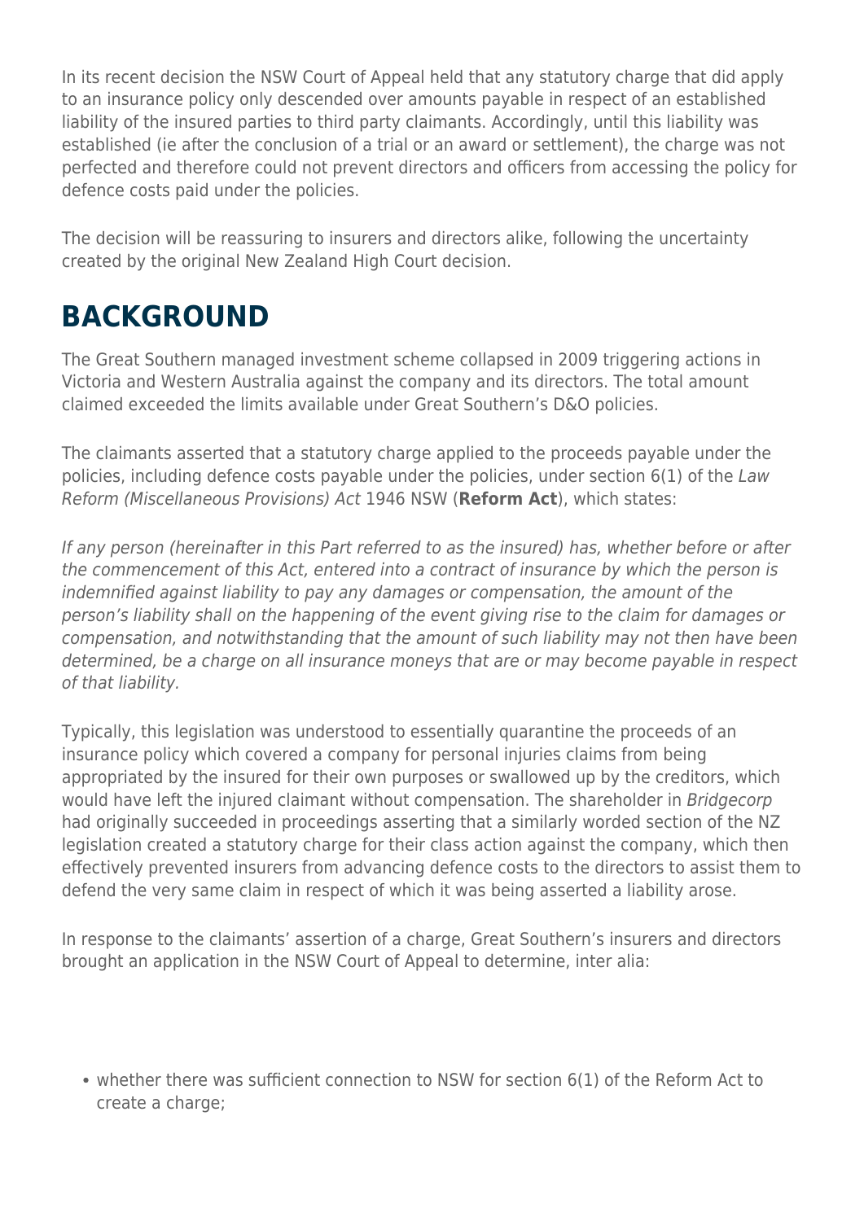In its recent decision the NSW Court of Appeal held that any statutory charge that did apply to an insurance policy only descended over amounts payable in respect of an established liability of the insured parties to third party claimants. Accordingly, until this liability was established (ie after the conclusion of a trial or an award or settlement), the charge was not perfected and therefore could not prevent directors and officers from accessing the policy for defence costs paid under the policies.

The decision will be reassuring to insurers and directors alike, following the uncertainty created by the original New Zealand High Court decision.

## BACKGROUND

The Great Southern managed investment scheme collapsed in 2009 triggering actions in Victoria and Western Australia against the company and its directors. The total amount claimed exceeded the limits available under Great Southern's D&O policies.

The claimants asserted that a statutory charge applied to the proceeds payable under the policies, including defence costs payable under the policies, under section 6(1) of the *Law Reform (Miscellaneous Provisions) Act* 1946 NSW (**Reform Act**), which states:

*If any person (hereinafter in this Part referred to as the insured) has, whether before or after the commencement of this Act, entered into a contract of insurance by which the person is indemnified against liability to pay any damages or compensation, the amount of the person's liability shall on the happening of the event giving rise to the claim for damages or compensation, and notwithstanding that the amount of such liability may not then have been determined, be a charge on all insurance moneys that are or may become payable in respect of that liability.*

Typically, this legislation was understood to essentially quarantine the proceeds of an insurance policy which covered a company for personal injuries claims from being appropriated by the insured for their own purposes or swallowed up by the creditors, which would have left the injured claimant without compensation. The shareholder in *Bridgecorp* had originally succeeded in proceedings asserting that a similarly worded section of the NZ legislation created a statutory charge for their class action against the company, which then effectively prevented insurers from advancing defence costs to the directors to assist them to defend the very same claim in respect of which it was being asserted a liability arose.

In response to the claimants' assertion of a charge, Great Southern's insurers and directors brought an application in the NSW Court of Appeal to determine, inter alia:

- whether there was sufficient connection to NSW for section 6(1) of the Reform Act to create a charge;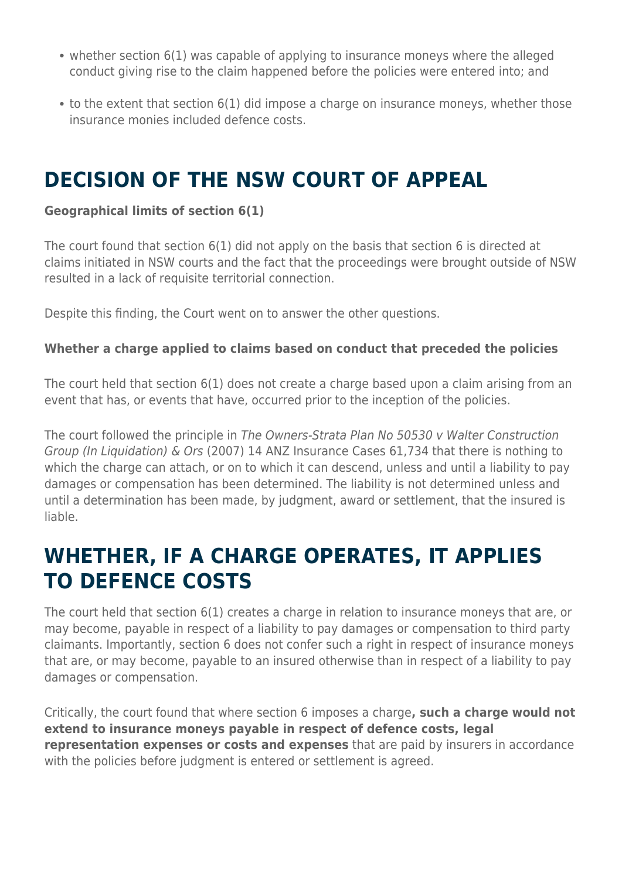- whether section 6(1) was capable of applying to insurance moneys where the alleged conduct giving rise to the claim happened before the policies were entered into; and
- to the extent that section 6(1) did impose a charge on insurance moneys, whether those insurance monies included defence costs.

# DECISION OF THE NSW COURT OF APPEAL

**Geographical limits of section 6(1)**

The court found that section 6(1) did not apply on the basis that section 6 is directed at claims initiated in NSW courts and the fact that the proceedings were brought outside of NSW resulted in a lack of requisite territorial connection.

Despite this finding, the Court went on to answer the other questions.

**Whether a charge applied to claims based on conduct that preceded the policies**

The court held that section 6(1) does not create a charge based upon a claim arising from an event that has, or events that have, occurred prior to the inception of the policies.

The court followed the principle in *The Owners-Strata Plan No 50530 v Walter Construction Group (In Liquidation) & Ors* (2007) 14 ANZ Insurance Cases 61,734 that there is nothing to which the charge can attach, or on to which it can descend, unless and until a liability to pay damages or compensation has been determined. The liability is not determined unless and until a determination has been made, by judgment, award or settlement, that the insured is liable.

# WHETHER, IF A CHARGE OPERATES, IT APPLIES TO DEFENCE COSTS

The court held that section 6(1) creates a charge in relation to insurance moneys that are, or may become, payable in respect of a liability to pay damages or compensation to third party claimants. Importantly, section 6 does not confer such a right in respect of insurance moneys that are, or may become, payable to an insured otherwise than in respect of a liability to pay damages or compensation.

Critically, the court found that where section 6 imposes a charge**, such a charge would not extend to insurance moneys payable in respect of defence costs, legal representation expenses or costs and expenses** that are paid by insurers in accordance with the policies before judgment is entered or settlement is agreed.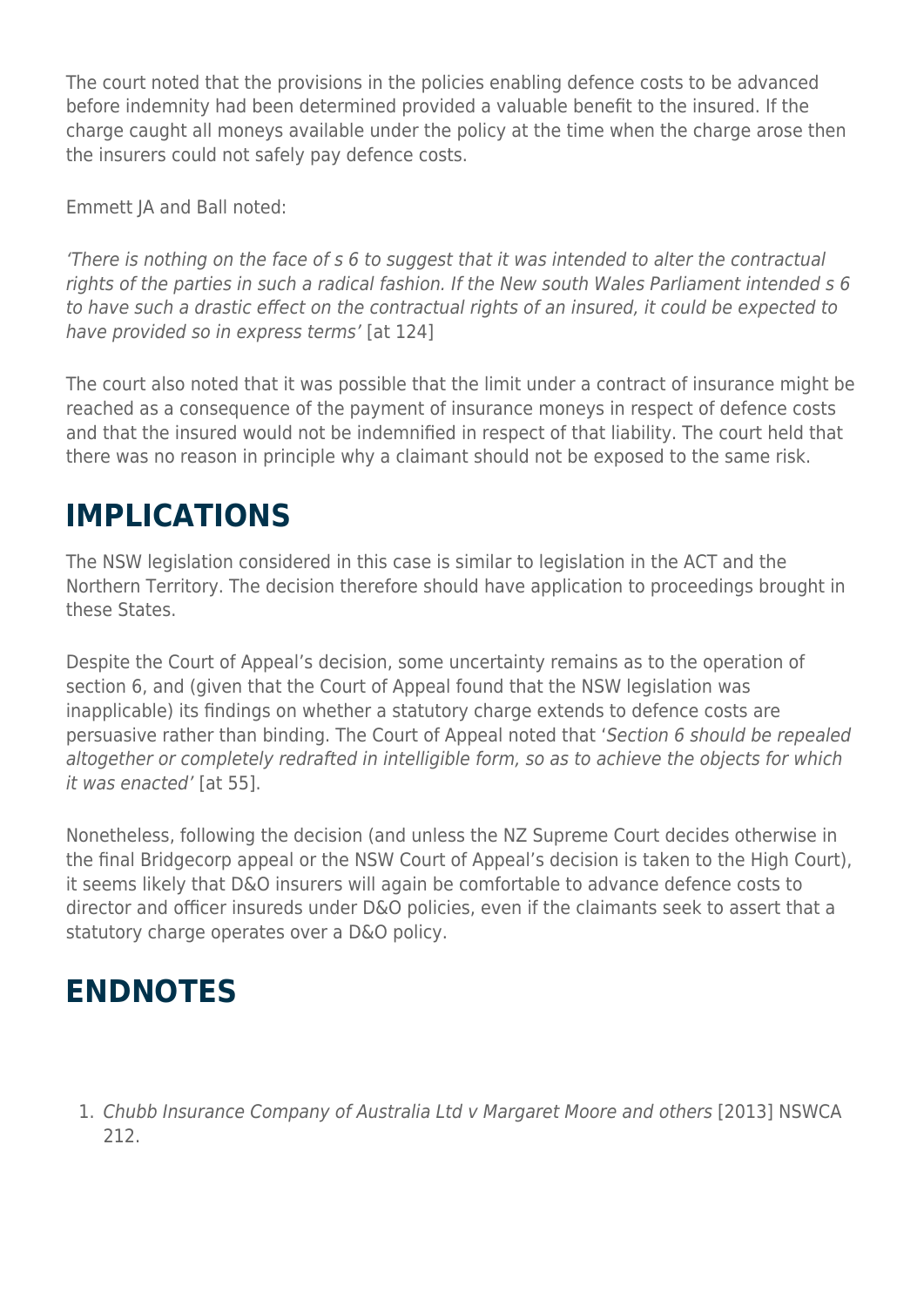The court noted that the provisions in the policies enabling defence costs to be advanced before indemnity had been determined provided a valuable benefit to the insured. If the charge caught all moneys available under the policy at the time when the charge arose then the insurers could not safely pay defence costs.

Emmett JA and Ball noted:

*'There is nothing on the face of s 6 to suggest that it was intended to alter the contractual rights of the parties in such a radical fashion. If the New south Wales Parliament intended s 6 to have such a drastic effect on the contractual rights of an insured, it could be expected to have provided so in express terms'* [at 124]

The court also noted that it was possible that the limit under a contract of insurance might be reached as a consequence of the payment of insurance moneys in respect of defence costs and that the insured would not be indemnified in respect of that liability. The court held that there was no reason in principle why a claimant should not be exposed to the same risk.

## IMPLICATIONS

The NSW legislation considered in this case is similar to legislation in the ACT and the Northern Territory. The decision therefore should have application to proceedings brought in these States.

Despite the Court of Appeal's decision, some uncertainty remains as to the operation of section 6, and (given that the Court of Appeal found that the NSW legislation was inapplicable) its findings on whether a statutory charge extends to defence costs are persuasive rather than binding. The Court of Appeal noted that '*Section 6 should be repealed altogether or completely redrafted in intelligible form, so as to achieve the objects for which it was enacted*' [at 55].

Nonetheless, following the decision (and unless the NZ Supreme Court decides otherwise in the final Bridgecorp appeal or the NSW Court of Appeal's decision is taken to the High Court), it seems likely that D&O insurers will again be comfortable to advance defence costs to director and officer insureds under D&O policies, even if the claimants seek to assert that a statutory charge operates over a D&O policy.

## ENDNOTES

1. *Chubb Insurance Company of Australia Ltd v Margaret Moore and others* [2013] NSWCA 212.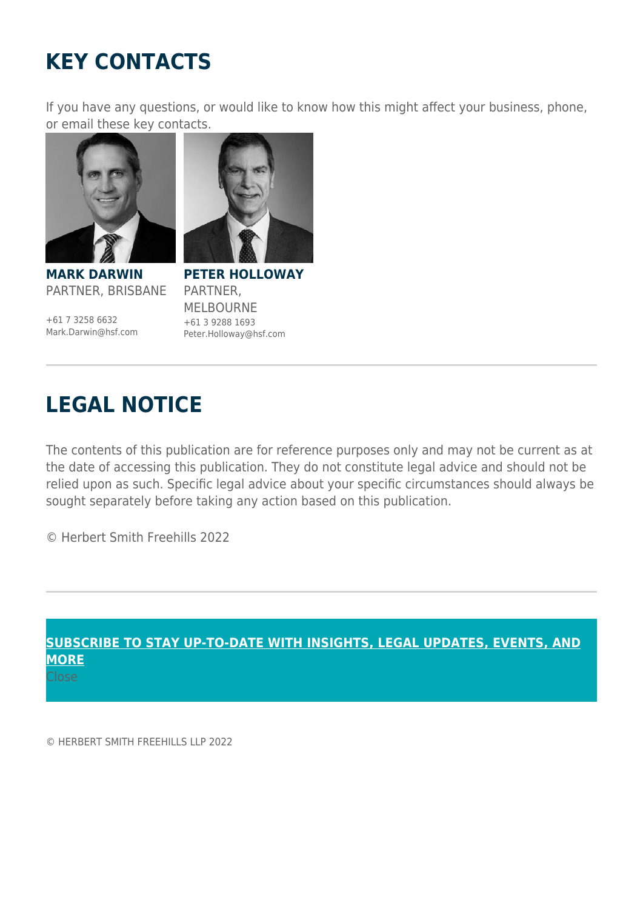## KEY CONTACTS

If you have any questions, or would like to know how this might affect your business, phone, or email these key contacts.

**MARK DARWIN**
PARTNER, BRISBANE

+61 7 3258 6632
Mark.Darwin@hsf.com

**PETER HOLLOWAY**
PARTNER, MELBOURNE

+61 3 9288 1693
Peter.Holloway@hsf.com

---

## LEGAL NOTICE

The contents of this publication are for reference purposes only and may not be current as at the date of accessing this publication. They do not constitute legal advice and should not be relied upon as such. Specific legal advice about your specific circumstances should always be sought separately before taking any action based on this publication.

© Herbert Smith Freehills 2022

---

**SUBSCRIBE TO STAY UP-TO-DATE WITH INSIGHTS, LEGAL UPDATES, EVENTS, AND MORE**

Close

© HERBERT SMITH FREEHILLS LLP 2022